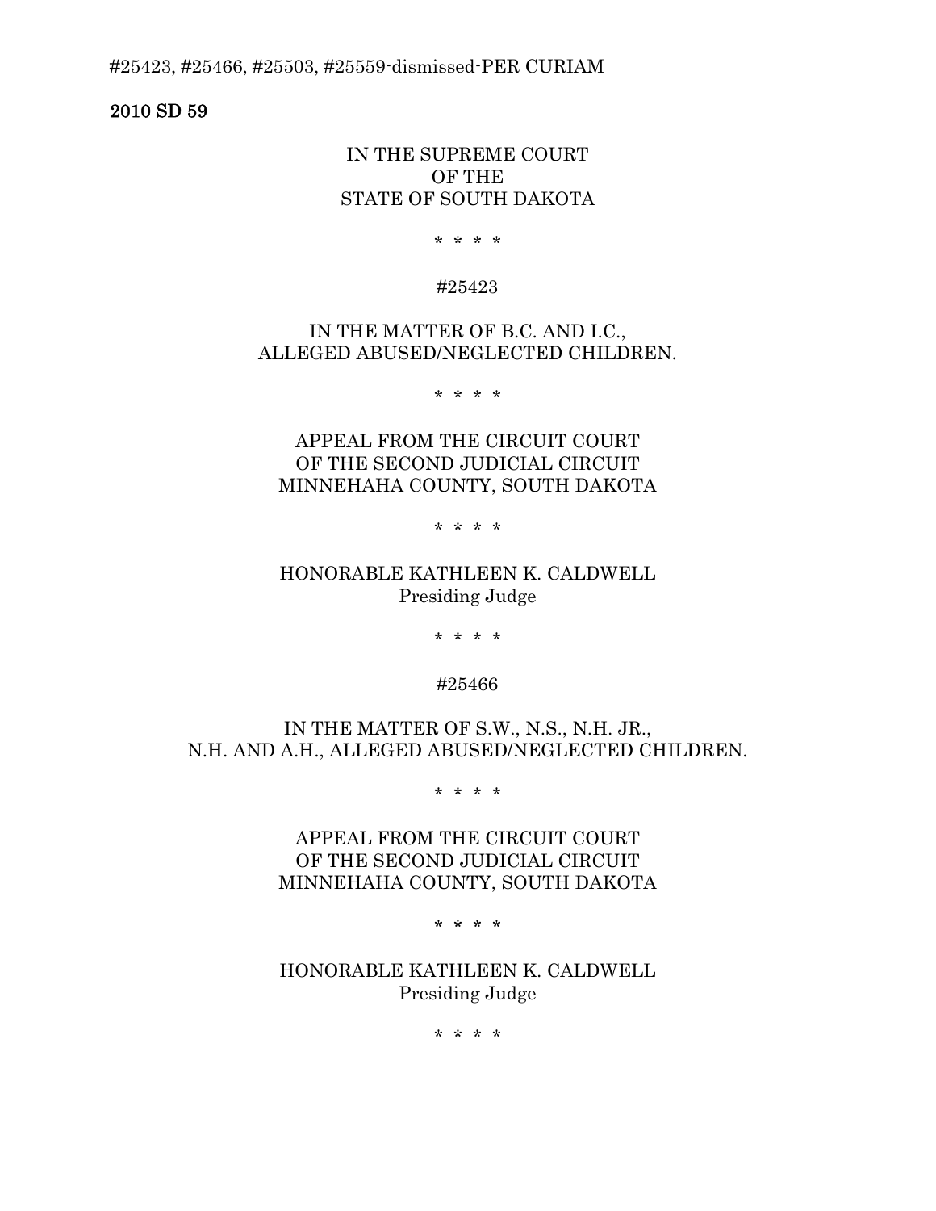#25423, #25466, #25503, #25559-dismissed-PER CURIAM

**2010 SD 59**

IN THE SUPREME COURT
OF THE
STATE OF SOUTH DAKOTA

\* \* \* \*

#25423

IN THE MATTER OF B.C. AND I.C.,
ALLEGED ABUSED/NEGLECTED CHILDREN.

\* \* \* \*

APPEAL FROM THE CIRCUIT COURT
OF THE SECOND JUDICIAL CIRCUIT
MINNEHAHA COUNTY, SOUTH DAKOTA

\* \* \* \*

HONORABLE KATHLEEN K. CALDWELL
Presiding Judge

\* \* \* \*

#25466

IN THE MATTER OF S.W., N.S., N.H. JR.,
N.H. AND A.H., ALLEGED ABUSED/NEGLECTED CHILDREN.

\* \* \* \*

APPEAL FROM THE CIRCUIT COURT
OF THE SECOND JUDICIAL CIRCUIT
MINNEHAHA COUNTY, SOUTH DAKOTA

\* \* \* \*

HONORABLE KATHLEEN K. CALDWELL
Presiding Judge

\* \* \* \*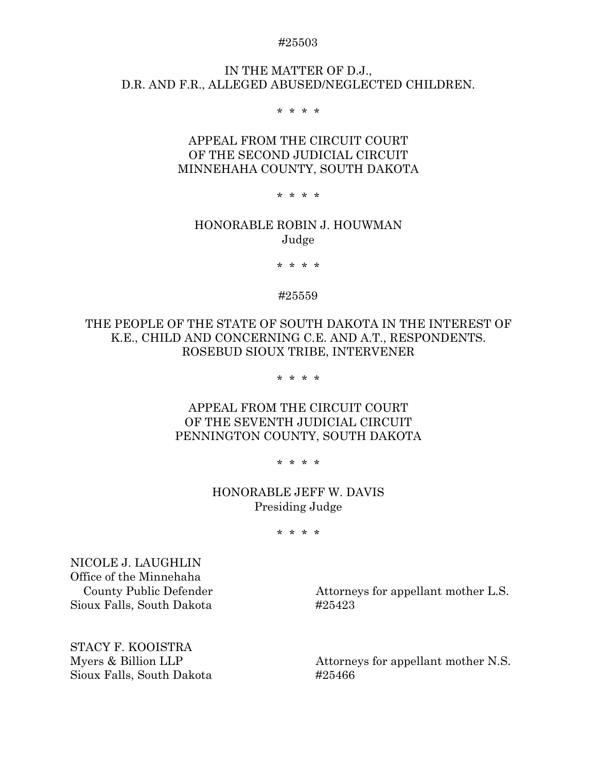#25503

IN THE MATTER OF D.J.,
D.R. AND F.R., ALLEGED ABUSED/NEGLECTED CHILDREN.

\* \* \* \*

APPEAL FROM THE CIRCUIT COURT
OF THE SECOND JUDICIAL CIRCUIT
MINNEHAHA COUNTY, SOUTH DAKOTA

\* \* \* \*

HONORABLE ROBIN J. HOUWMAN
Judge

\* \* \* \*

#25559

THE PEOPLE OF THE STATE OF SOUTH DAKOTA IN THE INTEREST OF
K.E., CHILD AND CONCERNING C.E. AND A.T., RESPONDENTS.
ROSEBUD SIOUX TRIBE, INTERVENER

\* \* \* \*

APPEAL FROM THE CIRCUIT COURT
OF THE SEVENTH JUDICIAL CIRCUIT
PENNINGTON COUNTY, SOUTH DAKOTA

\* \* \* \*

HONORABLE JEFF W. DAVIS
Presiding Judge

\* \* \* \*

NICOLE J. LAUGHLIN
Office of the Minnehaha
County Public Defender
Sioux Falls, South Dakota

Attorneys for appellant mother L.S.
#25423

STACY F. KOOISTRA
Myers & Billion LLP
Sioux Falls, South Dakota

Attorneys for appellant mother N.S.
#25466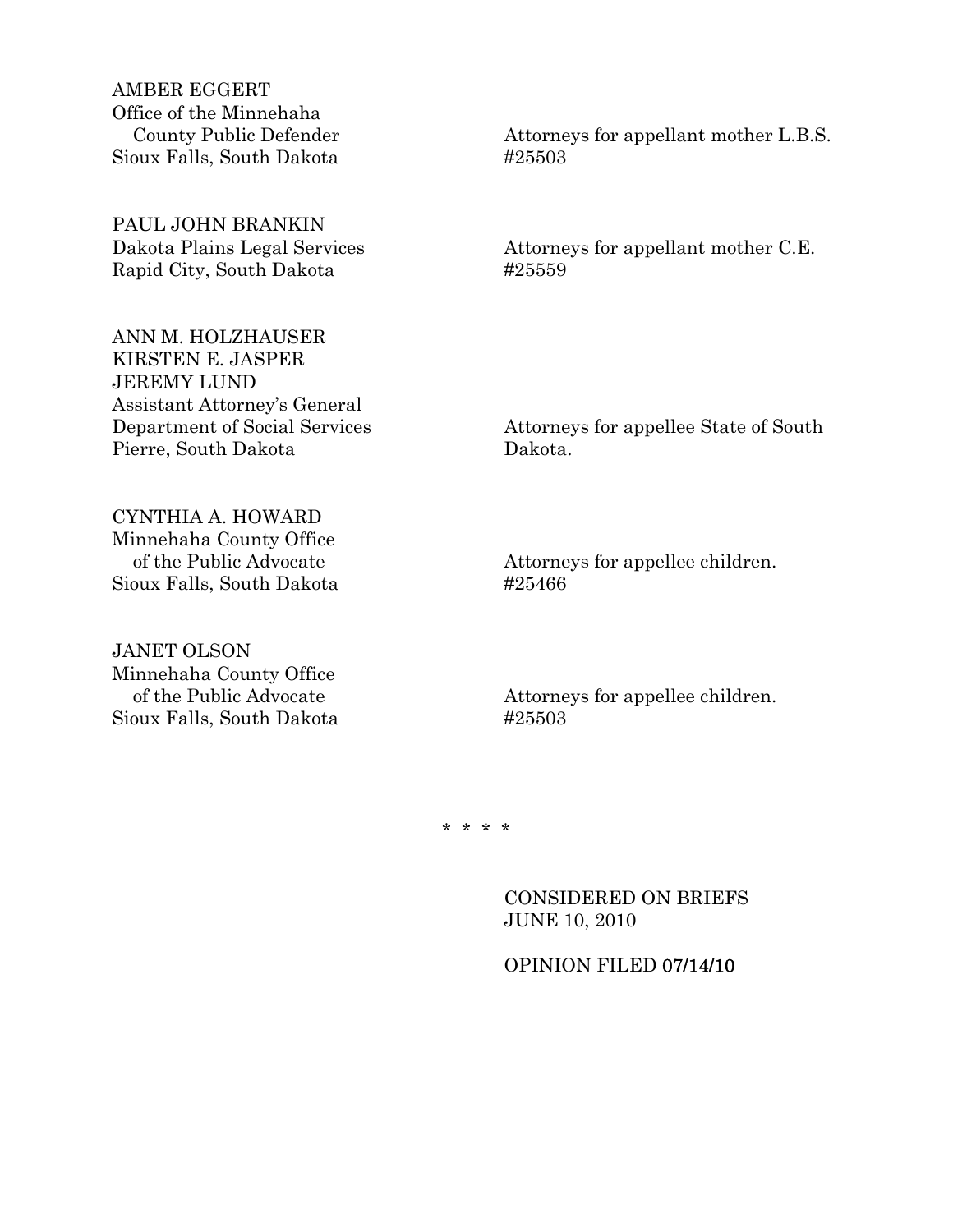AMBER EGGERT
Office of the Minnehaha
County Public Defender
Sioux Falls, South Dakota

Attorneys for appellant mother L.B.S.
#25503

PAUL JOHN BRANKIN
Dakota Plains Legal Services
Rapid City, South Dakota

Attorneys for appellant mother C.E.
#25559

ANN M. HOLZHAUSER
KIRSTEN E. JASPER
JEREMY LUND
Assistant Attorney's General
Department of Social Services
Pierre, South Dakota

Attorneys for appellee State of South Dakota.

CYNTHIA A. HOWARD
Minnehaha County Office
of the Public Advocate
Sioux Falls, South Dakota

Attorneys for appellee children.
#25466

JANET OLSON
Minnehaha County Office
of the Public Advocate
Sioux Falls, South Dakota

Attorneys for appellee children.
#25503

* * * *

CONSIDERED ON BRIEFS
JUNE 10, 2010

OPINION FILED **07/14/10**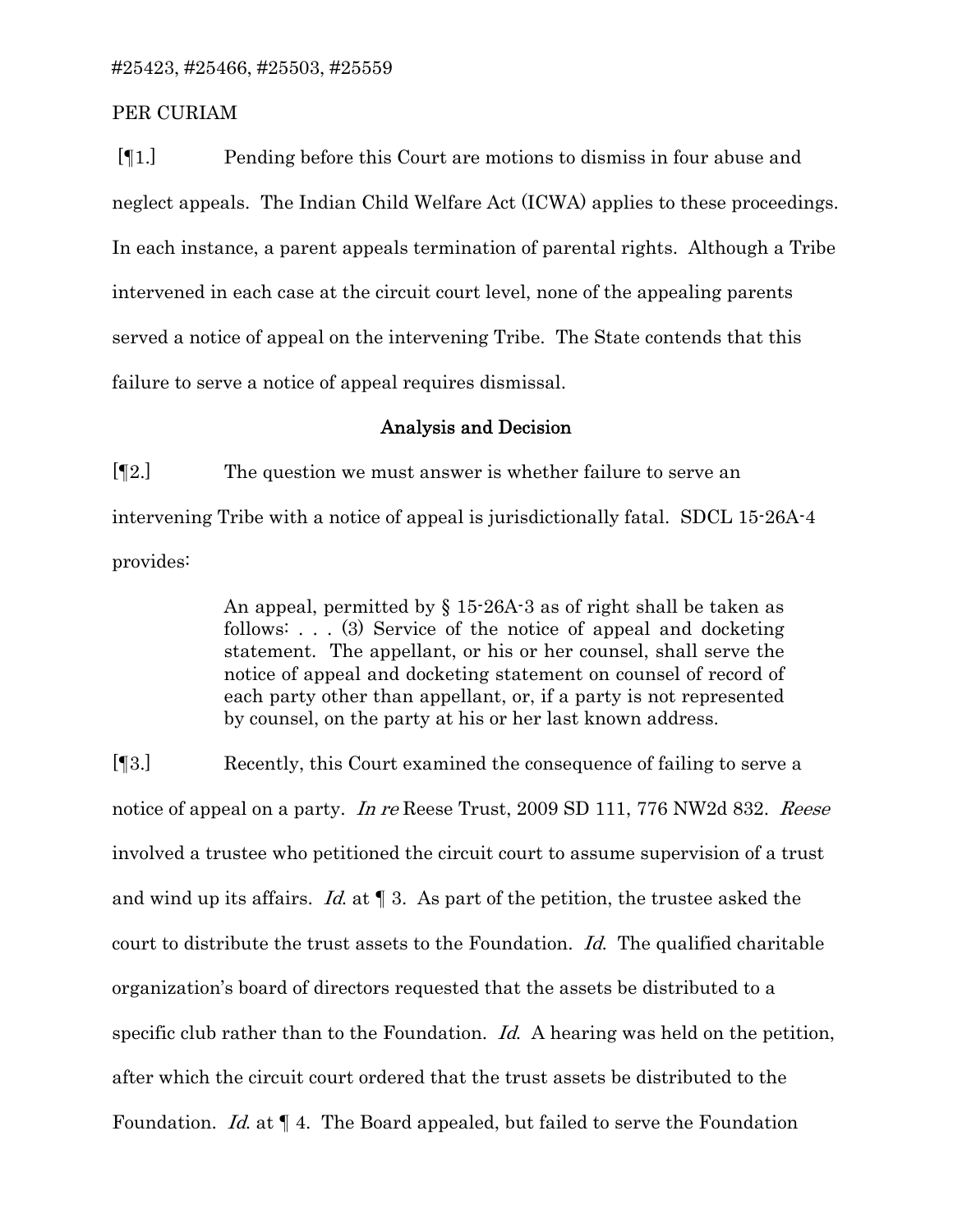#25423, #25466, #25503, #25559

PER CURIAM

[¶1.] Pending before this Court are motions to dismiss in four abuse and neglect appeals. The Indian Child Welfare Act (ICWA) applies to these proceedings. In each instance, a parent appeals termination of parental rights. Although a Tribe intervened in each case at the circuit court level, none of the appealing parents served a notice of appeal on the intervening Tribe. The State contends that this failure to serve a notice of appeal requires dismissal.

## Analysis and Decision

[¶2.] The question we must answer is whether failure to serve an intervening Tribe with a notice of appeal is jurisdictionally fatal. SDCL 15-26A-4 provides:

> An appeal, permitted by § 15-26A-3 as of right shall be taken as follows: . . . (3) Service of the notice of appeal and docketing statement. The appellant, or his or her counsel, shall serve the notice of appeal and docketing statement on counsel of record of each party other than appellant, or, if a party is not represented by counsel, on the party at his or her last known address.

[¶3.] Recently, this Court examined the consequence of failing to serve a notice of appeal on a party. *In re* Reese Trust, 2009 SD 111, 776 NW2d 832. *Reese* involved a trustee who petitioned the circuit court to assume supervision of a trust and wind up its affairs. *Id.* at ¶ 3. As part of the petition, the trustee asked the court to distribute the trust assets to the Foundation. *Id.* The qualified charitable organization's board of directors requested that the assets be distributed to a specific club rather than to the Foundation. *Id.* A hearing was held on the petition, after which the circuit court ordered that the trust assets be distributed to the Foundation. *Id.* at ¶ 4. The Board appealed, but failed to serve the Foundation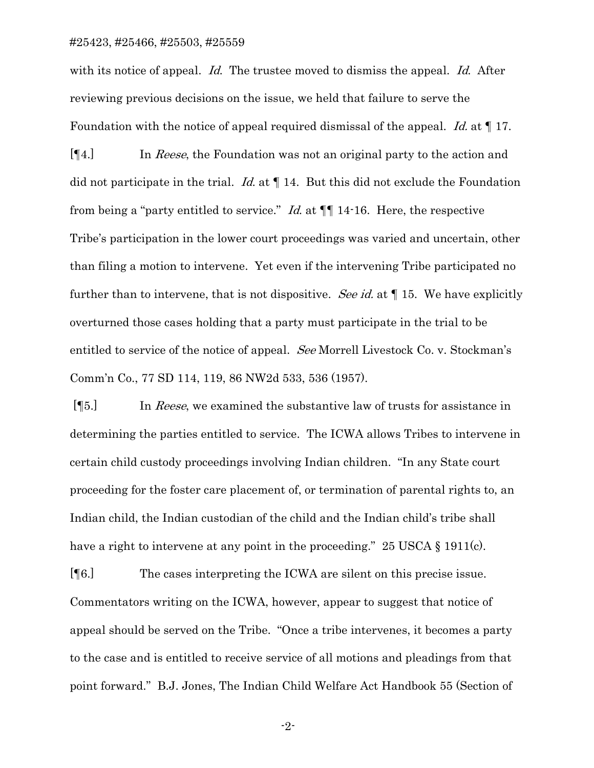with its notice of appeal. *Id.* The trustee moved to dismiss the appeal. *Id.* After reviewing previous decisions on the issue, we held that failure to serve the Foundation with the notice of appeal required dismissal of the appeal. *Id.* at ¶ 17.

[¶4.] In *Reese*, the Foundation was not an original party to the action and did not participate in the trial. *Id.* at ¶ 14. But this did not exclude the Foundation from being a "party entitled to service." *Id.* at ¶¶ 14-16. Here, the respective Tribe's participation in the lower court proceedings was varied and uncertain, other than filing a motion to intervene. Yet even if the intervening Tribe participated no further than to intervene, that is not dispositive. *See id.* at ¶ 15. We have explicitly overturned those cases holding that a party must participate in the trial to be entitled to service of the notice of appeal. *See* Morrell Livestock Co. v. Stockman's Comm'n Co., 77 SD 114, 119, 86 NW2d 533, 536 (1957).

[¶5.] In *Reese*, we examined the substantive law of trusts for assistance in determining the parties entitled to service. The ICWA allows Tribes to intervene in certain child custody proceedings involving Indian children. "In any State court proceeding for the foster care placement of, or termination of parental rights to, an Indian child, the Indian custodian of the child and the Indian child's tribe shall have a right to intervene at any point in the proceeding." 25 USCA § 1911(c).

[¶6.] The cases interpreting the ICWA are silent on this precise issue. Commentators writing on the ICWA, however, appear to suggest that notice of appeal should be served on the Tribe. "Once a tribe intervenes, it becomes a party to the case and is entitled to receive service of all motions and pleadings from that point forward." B.J. Jones, The Indian Child Welfare Act Handbook 55 (Section of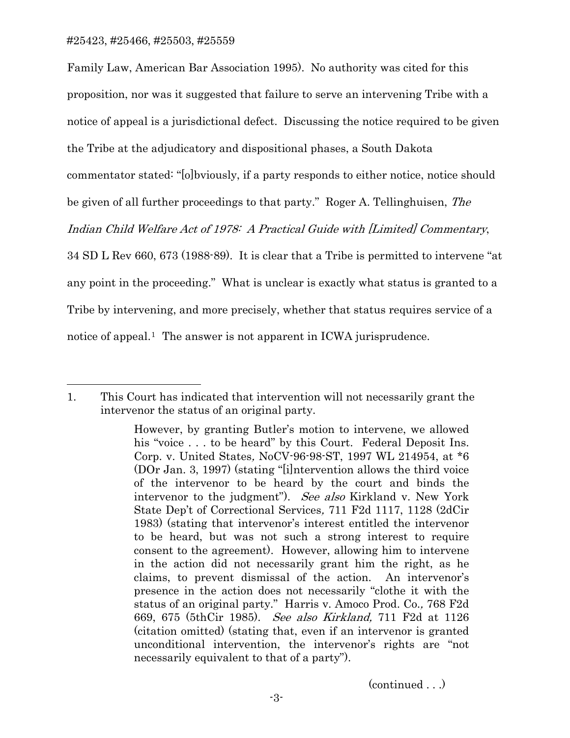Family Law, American Bar Association 1995). No authority was cited for this proposition, nor was it suggested that failure to serve an intervening Tribe with a notice of appeal is a jurisdictional defect. Discussing the notice required to be given the Tribe at the adjudicatory and dispositional phases, a South Dakota commentator stated: "[o]bviously, if a party responds to either notice, notice should be given of all further proceedings to that party." Roger A. Tellinghuisen, *The Indian Child Welfare Act of 1978: A Practical Guide with [Limited] Commentary*, 34 SD L Rev 660, 673 (1988-89). It is clear that a Tribe is permitted to intervene "at any point in the proceeding." What is unclear is exactly what status is granted to a Tribe by intervening, and more precisely, whether that status requires service of a notice of appeal.[1] The answer is not apparent in ICWA jurisprudence.

---

1. This Court has indicated that intervention will not necessarily grant the intervenor the status of an original party.

> However, by granting Butler's motion to intervene, we allowed his "voice . . . to be heard" by this Court. Federal Deposit Ins. Corp. v. United States, NoCV-96-98-ST, 1997 WL 214954, at *6 (DOr Jan. 3, 1997) (stating "[i]ntervention allows the third voice of the intervenor to be heard by the court and binds the intervenor to the judgment"). *See also* Kirkland v. New York State Dep't of Correctional Services, 711 F2d 1117, 1128 (2dCir 1983) (stating that intervenor's interest entitled the intervenor to be heard, but was not such a strong interest to require consent to the agreement). However, allowing him to intervene in the action did not necessarily grant him the right, as he claims, to prevent dismissal of the action. An intervenor's presence in the action does not necessarily "clothe it with the status of an original party." Harris v. Amoco Prod. Co., 768 F2d 669, 675 (5thCir 1985). *See also Kirkland,* 711 F2d at 1126 (citation omitted) (stating that, even if an intervenor is granted unconditional intervention, the intervenor's rights are "not necessarily equivalent to that of a party").

(continued . . .)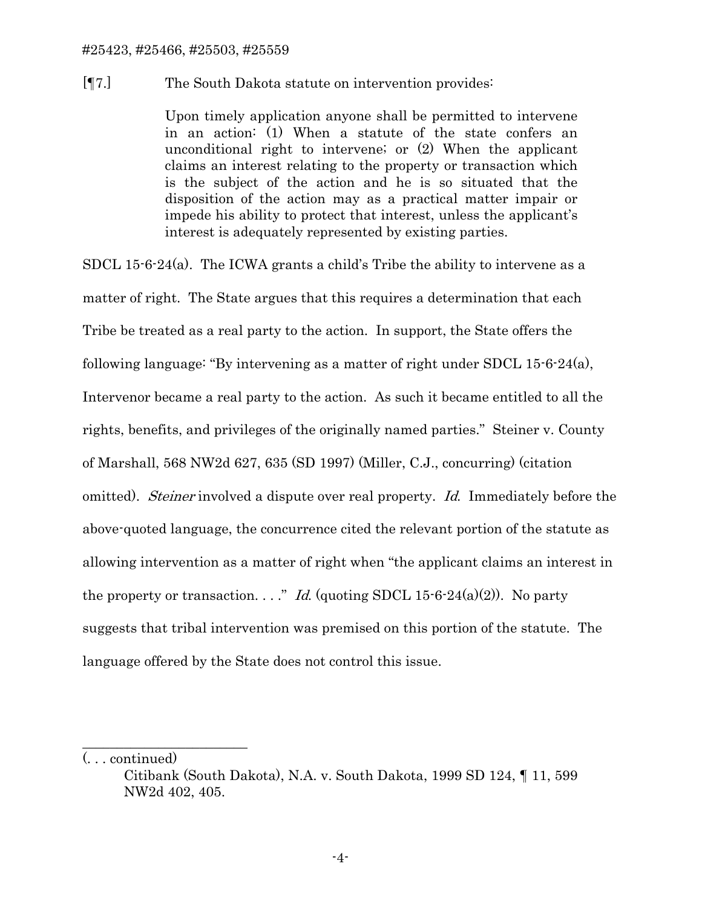[¶7.] The South Dakota statute on intervention provides:

> Upon timely application anyone shall be permitted to intervene in an action: (1) When a statute of the state confers an unconditional right to intervene; or (2) When the applicant claims an interest relating to the property or transaction which is the subject of the action and he is so situated that the disposition of the action may as a practical matter impair or impede his ability to protect that interest, unless the applicant's interest is adequately represented by existing parties.

SDCL 15-6-24(a). The ICWA grants a child's Tribe the ability to intervene as a matter of right. The State argues that this requires a determination that each Tribe be treated as a real party to the action. In support, the State offers the following language: "By intervening as a matter of right under SDCL 15-6-24(a), Intervenor became a real party to the action. As such it became entitled to all the rights, benefits, and privileges of the originally named parties." Steiner v. County of Marshall, 568 NW2d 627, 635 (SD 1997) (Miller, C.J., concurring) (citation omitted). *Steiner* involved a dispute over real property. *Id.* Immediately before the above-quoted language, the concurrence cited the relevant portion of the statute as allowing intervention as a matter of right when "the applicant claims an interest in the property or transaction. . . ." *Id.* (quoting SDCL 15-6-24(a)(2)). No party suggests that tribal intervention was premised on this portion of the statute. The language offered by the State does not control this issue.

---

(. . . continued)

Citibank (South Dakota), N.A. v. South Dakota, 1999 SD 124, ¶ 11, 599 NW2d 402, 405.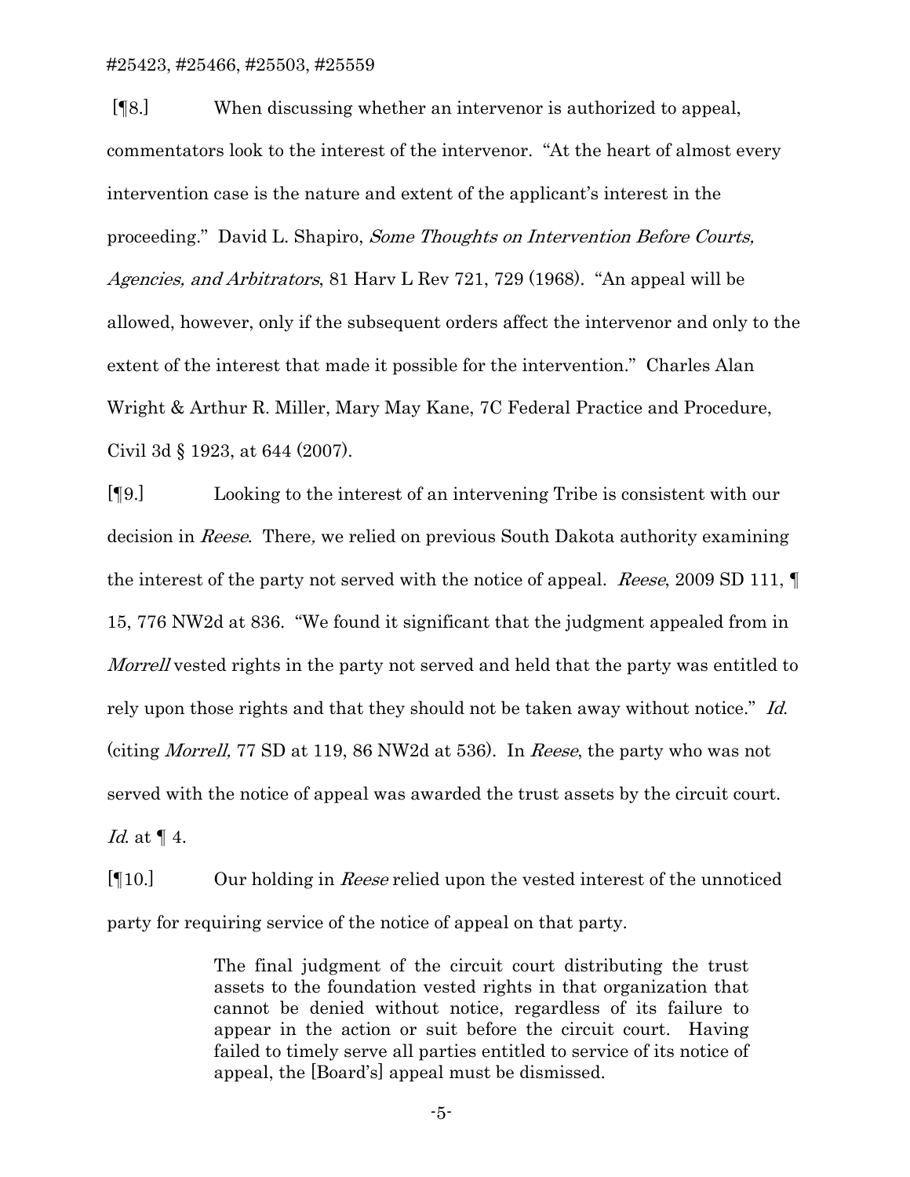[¶8.] When discussing whether an intervenor is authorized to appeal, commentators look to the interest of the intervenor. "At the heart of almost every intervention case is the nature and extent of the applicant's interest in the proceeding." David L. Shapiro, *Some Thoughts on Intervention Before Courts, Agencies, and Arbitrators*, 81 Harv L Rev 721, 729 (1968). "An appeal will be allowed, however, only if the subsequent orders affect the intervenor and only to the extent of the interest that made it possible for the intervention." Charles Alan Wright & Arthur R. Miller, Mary May Kane, 7C Federal Practice and Procedure, Civil 3d § 1923, at 644 (2007).

[¶9.] Looking to the interest of an intervening Tribe is consistent with our decision in *Reese*. There, we relied on previous South Dakota authority examining the interest of the party not served with the notice of appeal. *Reese*, 2009 SD 111, ¶ 15, 776 NW2d at 836. "We found it significant that the judgment appealed from in *Morrell* vested rights in the party not served and held that the party was entitled to rely upon those rights and that they should not be taken away without notice." *Id.* (citing *Morrell,* 77 SD at 119, 86 NW2d at 536). In *Reese*, the party who was not served with the notice of appeal was awarded the trust assets by the circuit court. *Id.* at ¶ 4.

[¶10.] Our holding in *Reese* relied upon the vested interest of the unnoticed party for requiring service of the notice of appeal on that party.

> The final judgment of the circuit court distributing the trust assets to the foundation vested rights in that organization that cannot be denied without notice, regardless of its failure to appear in the action or suit before the circuit court. Having failed to timely serve all parties entitled to service of its notice of appeal, the [Board's] appeal must be dismissed.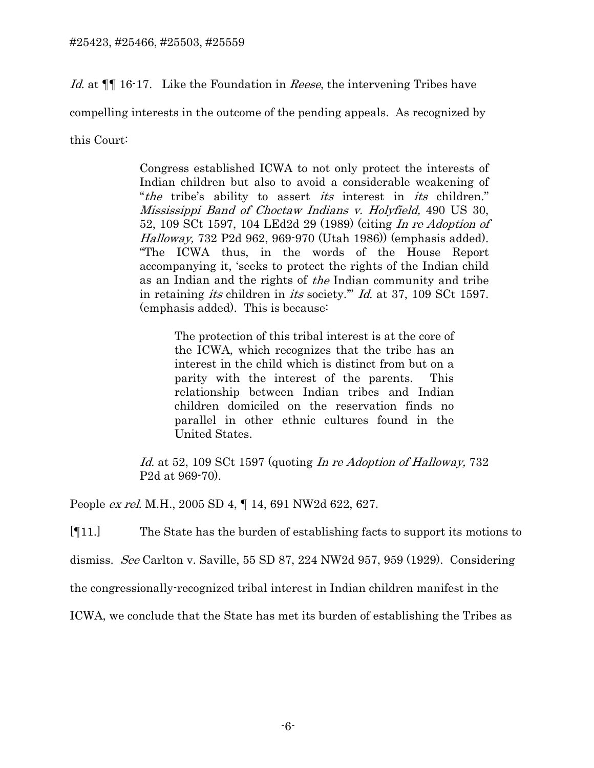*Id.* at ¶¶ 16-17. Like the Foundation in *Reese*, the intervening Tribes have compelling interests in the outcome of the pending appeals. As recognized by this Court:

> Congress established ICWA to not only protect the interests of Indian children but also to avoid a considerable weakening of "*the* tribe's ability to assert *its* interest in *its* children." *Mississippi Band of Choctaw Indians v. Holyfield,* 490 US 30, 52, 109 SCt 1597, 104 LEd2d 29 (1989) (citing *In re Adoption of Halloway,* 732 P2d 962, 969-970 (Utah 1986)) (emphasis added). "The ICWA thus, in the words of the House Report accompanying it, 'seeks to protect the rights of the Indian child as an Indian and the rights of *the* Indian community and tribe in retaining *its* children in *its* society.'" *Id.* at 37, 109 SCt 1597. (emphasis added). This is because:
>
> > The protection of this tribal interest is at the core of the ICWA, which recognizes that the tribe has an interest in the child which is distinct from but on a parity with the interest of the parents. This relationship between Indian tribes and Indian children domiciled on the reservation finds no parallel in other ethnic cultures found in the United States.
>
> *Id.* at 52, 109 SCt 1597 (quoting *In re Adoption of Halloway,* 732 P2d at 969-70).

People *ex rel.* M.H., 2005 SD 4, ¶ 14, 691 NW2d 622, 627.

[¶11.] The State has the burden of establishing facts to support its motions to dismiss. *See* Carlton v. Saville, 55 SD 87, 224 NW2d 957, 959 (1929). Considering the congressionally-recognized tribal interest in Indian children manifest in the ICWA, we conclude that the State has met its burden of establishing the Tribes as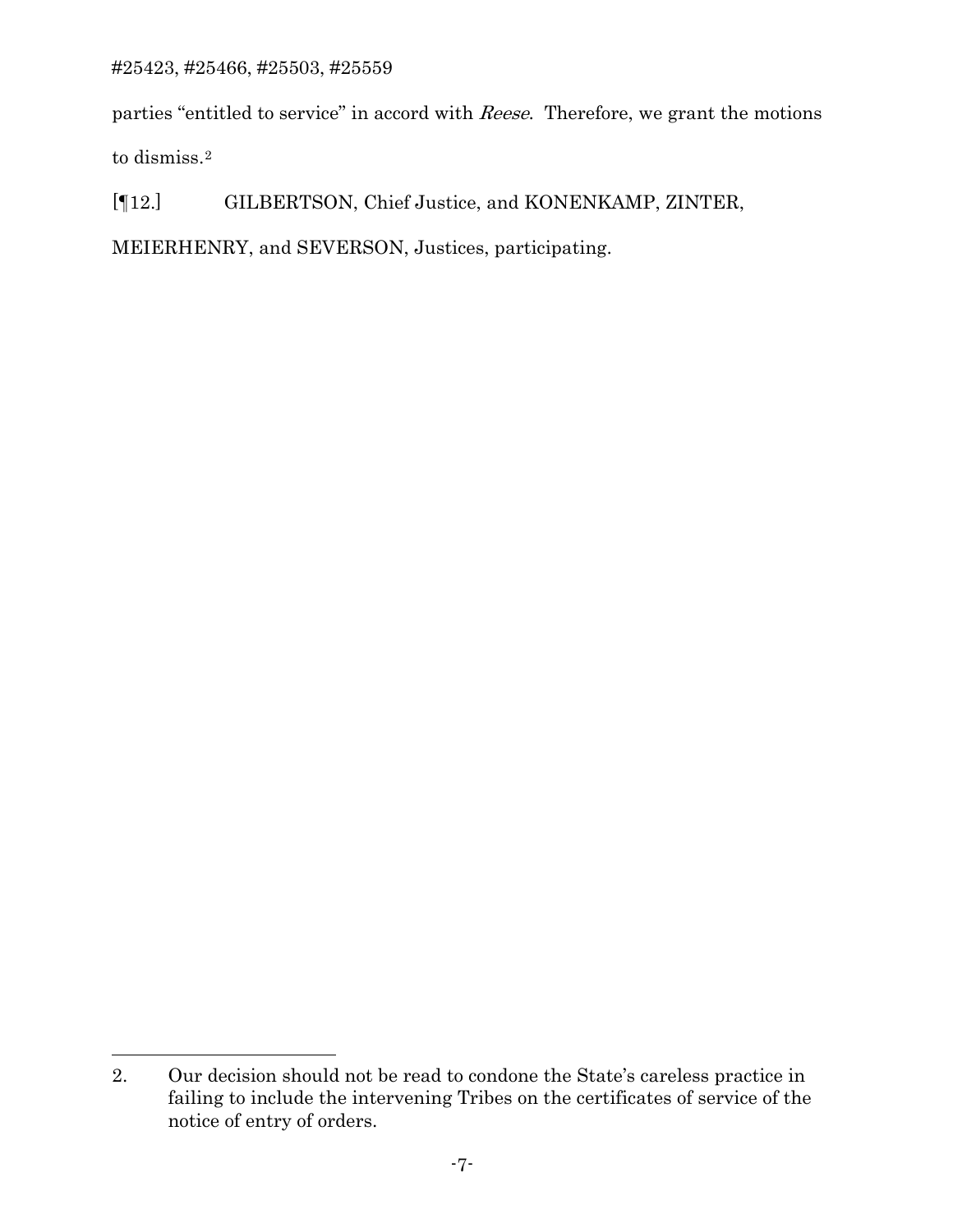parties "entitled to service" in accord with *Reese*. Therefore, we grant the motions to dismiss.[2]

[¶12.] GILBERTSON, Chief Justice, and KONENKAMP, ZINTER, MEIERHENRY, and SEVERSON, Justices, participating.

---

2. Our decision should not be read to condone the State's careless practice in failing to include the intervening Tribes on the certificates of service of the notice of entry of orders.